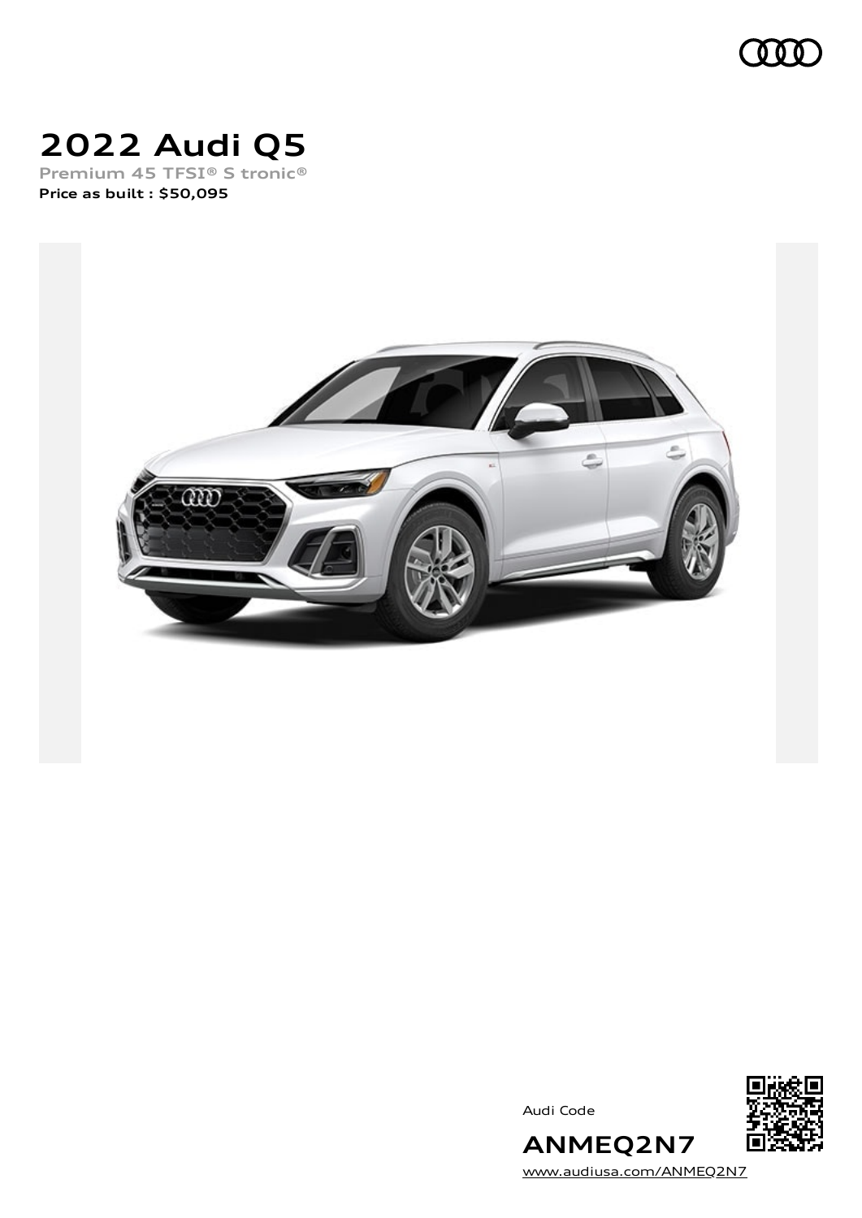# 2022 Audi Q5

Premium 45 TFSI® S tronic®

**Price as built : $50,095**

Audi Code

**ANMEQ2N7**

www.audiusa.com/ANMEQ2N7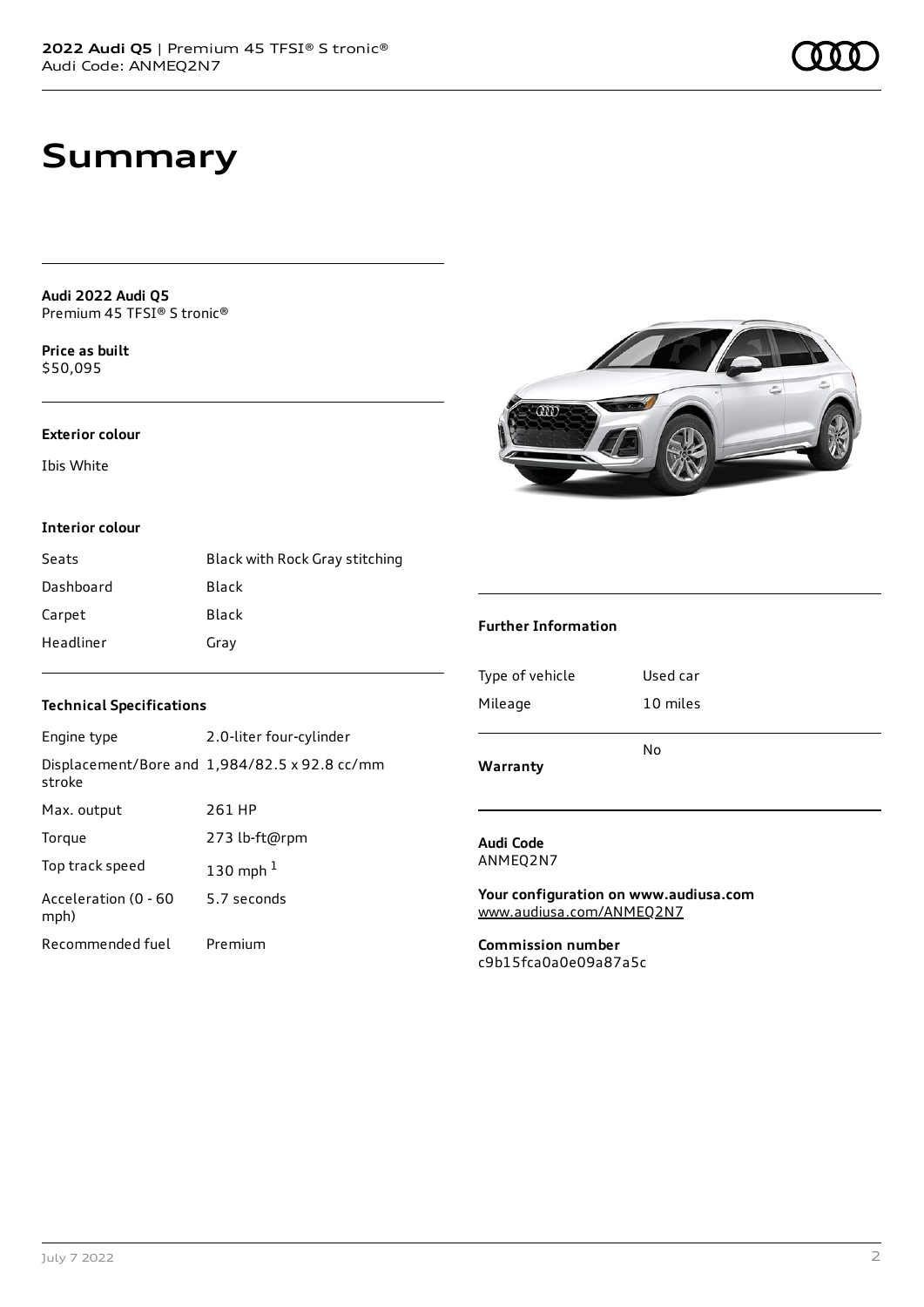# Summary

**Audi 2022 Audi Q5**
Premium 45 TFSI® S tronic®

**Price as built**
$50,095

### Exterior colour

Ibis White

### Interior colour

| | |
|---|---|
| Seats | Black with Rock Gray stitching |
| Dashboard | Black |
| Carpet | Black |
| Headliner | Gray |

### Technical Specifications

| | |
|---|---|
| Engine type | 2.0-liter four-cylinder |
| Displacement/Bore and stroke | 1,984/82.5 x 92.8 cc/mm |
| Max. output | 261 HP |
| Torque | 273 lb-ft@rpm |
| Top track speed | 130 mph [1] |
| Acceleration (0 - 60 mph) | 5.7 seconds |
| Recommended fuel | Premium |

### Further Information

| | |
|---|---|
| Type of vehicle | Used car |
| Mileage | 10 miles |
| **Warranty** | No |

**Audi Code**
ANMEQ2N7

**Your configuration on www.audiusa.com**
www.audiusa.com/ANMEQ2N7

**Commission number**
c9b15fca0a0e09a87a5c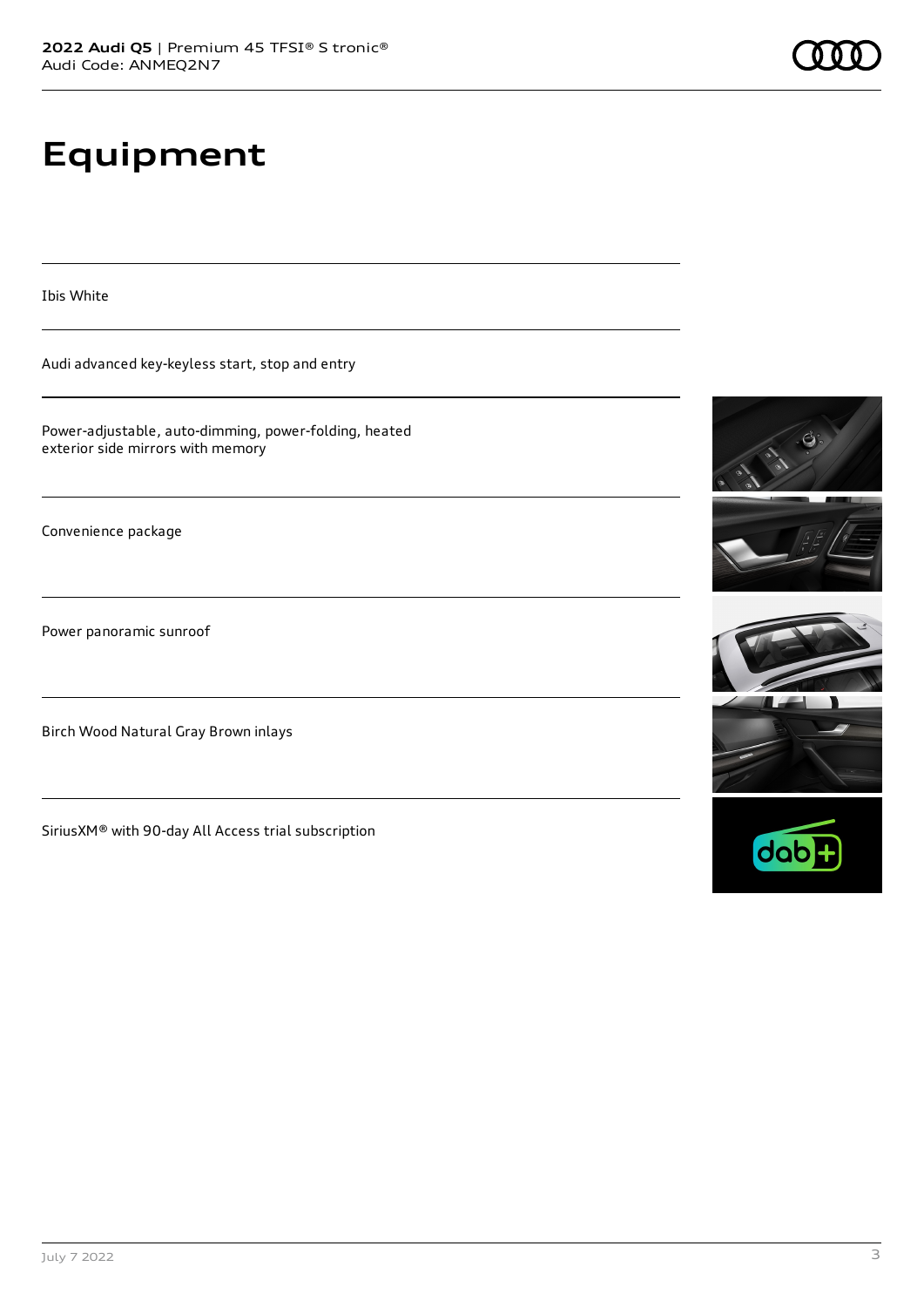# Equipment

Ibis White

Audi advanced key-keyless start, stop and entry

Power-adjustable, auto-dimming, power-folding, heated exterior side mirrors with memory

Convenience package

Power panoramic sunroof

Birch Wood Natural Gray Brown inlays

SiriusXM® with 90-day All Access trial subscription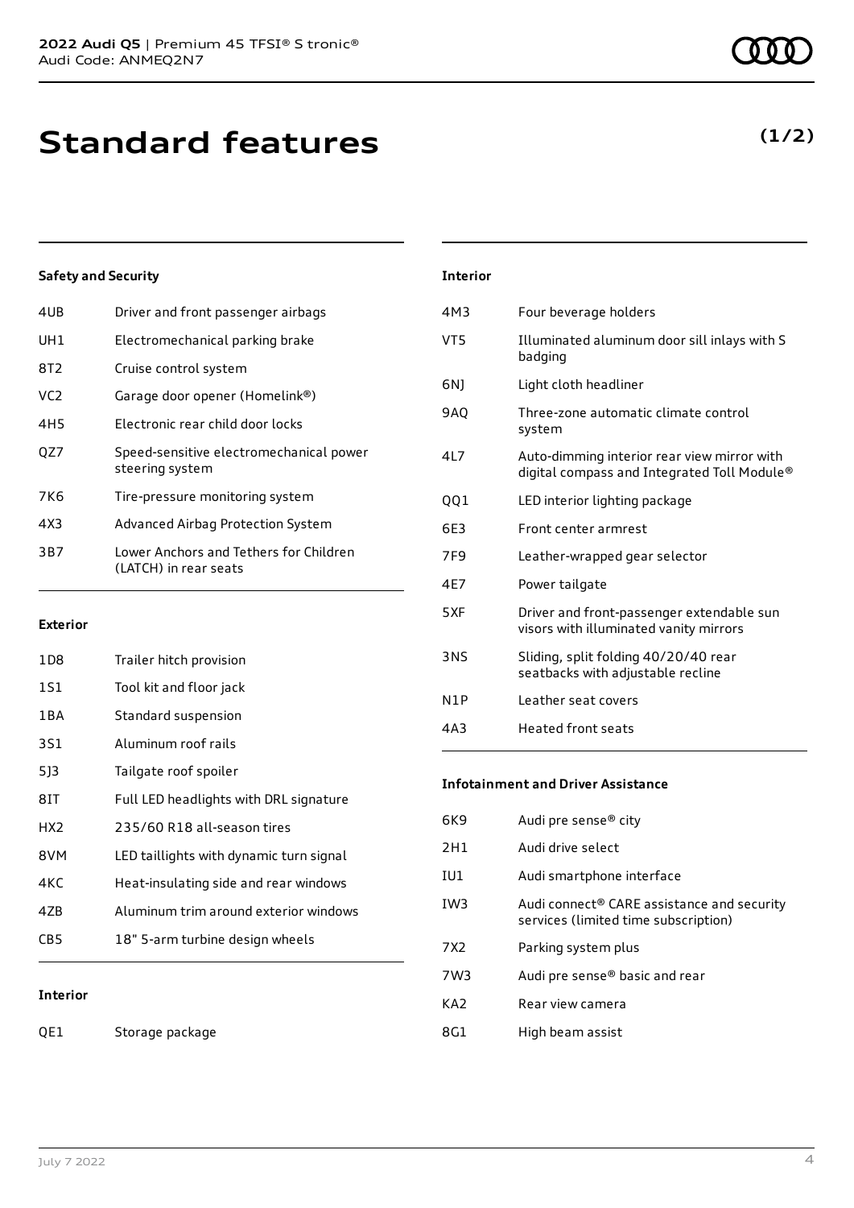**2022 Audi Q5** | Premium 45 TFSI® S tronic®
Audi Code: ANMEQ2N7

# Standard features

**(1/2)**

### Safety and Security

| | |
|---|---|
| 4UB | Driver and front passenger airbags |
| UH1 | Electromechanical parking brake |
| 8T2 | Cruise control system |
| VC2 | Garage door opener (Homelink®) |
| 4H5 | Electronic rear child door locks |
| QZ7 | Speed-sensitive electromechanical power steering system |
| 7K6 | Tire-pressure monitoring system |
| 4X3 | Advanced Airbag Protection System |
| 3B7 | Lower Anchors and Tethers for Children (LATCH) in rear seats |

### Exterior

| | |
|---|---|
| 1D8 | Trailer hitch provision |
| 1S1 | Tool kit and floor jack |
| 1BA | Standard suspension |
| 3S1 | Aluminum roof rails |
| 5J3 | Tailgate roof spoiler |
| 8IT | Full LED headlights with DRL signature |
| HX2 | 235/60 R18 all-season tires |
| 8VM | LED taillights with dynamic turn signal |
| 4KC | Heat-insulating side and rear windows |
| 4ZB | Aluminum trim around exterior windows |
| CB5 | 18" 5-arm turbine design wheels |

### Interior

| | |
|---|---|
| QE1 | Storage package |
| 4M3 | Four beverage holders |
| VT5 | Illuminated aluminum door sill inlays with S badging |
| 6NJ | Light cloth headliner |
| 9AQ | Three-zone automatic climate control system |
| 4L7 | Auto-dimming interior rear view mirror with digital compass and Integrated Toll Module® |
| QQ1 | LED interior lighting package |
| 6E3 | Front center armrest |
| 7F9 | Leather-wrapped gear selector |
| 4E7 | Power tailgate |
| 5XF | Driver and front-passenger extendable sun visors with illuminated vanity mirrors |
| 3NS | Sliding, split folding 40/20/40 rear seatbacks with adjustable recline |
| N1P | Leather seat covers |
| 4A3 | Heated front seats |

### Infotainment and Driver Assistance

| | |
|---|---|
| 6K9 | Audi pre sense® city |
| 2H1 | Audi drive select |
| IU1 | Audi smartphone interface |
| IW3 | Audi connect® CARE assistance and security services (limited time subscription) |
| 7X2 | Parking system plus |
| 7W3 | Audi pre sense® basic and rear |
| KA2 | Rear view camera |
| 8G1 | High beam assist |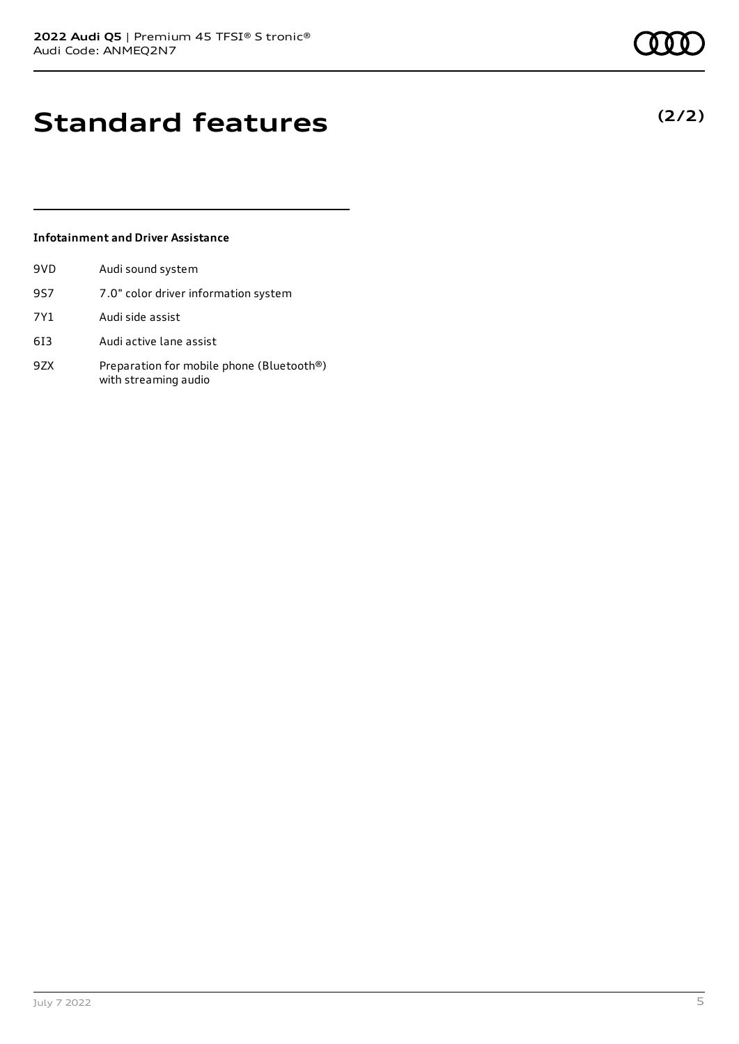# Standard features

**(2/2)**

### Infotainment and Driver Assistance

| | |
|---|---|
| 9VD | Audi sound system |
| 9S7 | 7.0" color driver information system |
| 7Y1 | Audi side assist |
| 6I3 | Audi active lane assist |
| 9ZX | Preparation for mobile phone (Bluetooth®) with streaming audio |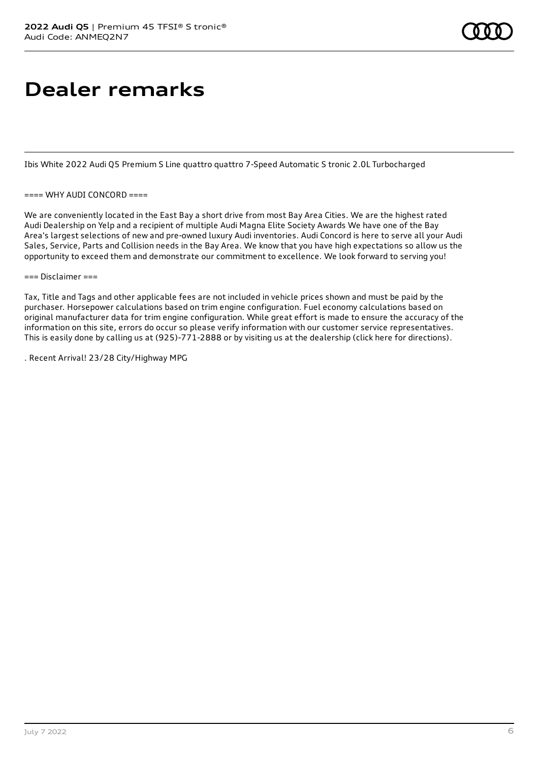# Dealer remarks

Ibis White 2022 Audi Q5 Premium S Line quattro quattro 7-Speed Automatic S tronic 2.0L Turbocharged

==== WHY AUDI CONCORD ====

We are conveniently located in the East Bay a short drive from most Bay Area Cities. We are the highest rated Audi Dealership on Yelp and a recipient of multiple Audi Magna Elite Society Awards We have one of the Bay Area's largest selections of new and pre-owned luxury Audi inventories. Audi Concord is here to serve all your Audi Sales, Service, Parts and Collision needs in the Bay Area. We know that you have high expectations so allow us the opportunity to exceed them and demonstrate our commitment to excellence. We look forward to serving you!

=== Disclaimer ===

Tax, Title and Tags and other applicable fees are not included in vehicle prices shown and must be paid by the purchaser. Horsepower calculations based on trim engine configuration. Fuel economy calculations based on original manufacturer data for trim engine configuration. While great effort is made to ensure the accuracy of the information on this site, errors do occur so please verify information with our customer service representatives. This is easily done by calling us at (925)-771-2888 or by visiting us at the dealership (click here for directions).

. Recent Arrival! 23/28 City/Highway MPG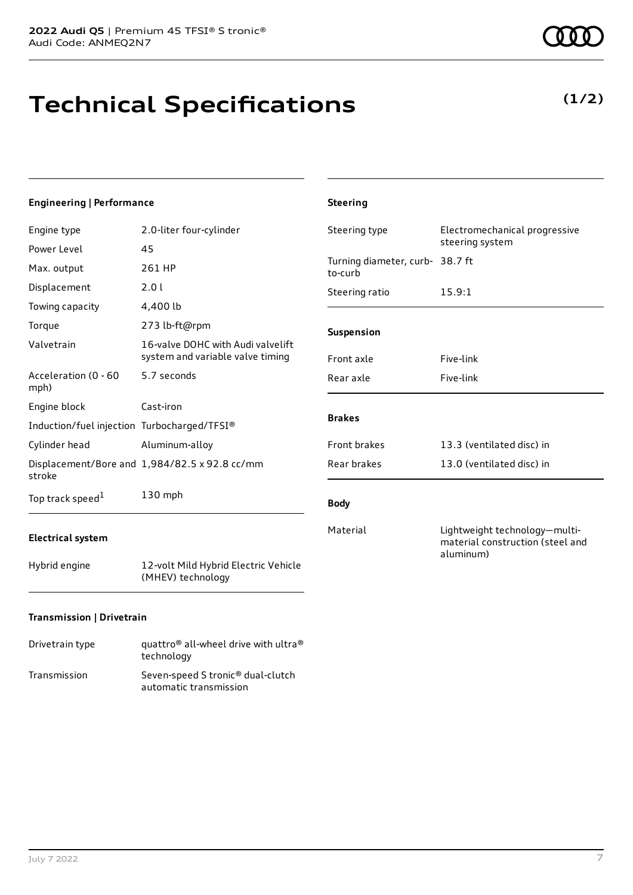# Technical Specifications

**(1/2)**

### Engineering | Performance

| | |
|---|---|
| Engine type | 2.0-liter four-cylinder |
| Power Level | 45 |
| Max. output | 261 HP |
| Displacement | 2.0 l |
| Towing capacity | 4,400 lb |
| Torque | 273 lb-ft@rpm |
| Valvetrain | 16-valve DOHC with Audi valvelift system and variable valve timing |
| Acceleration (0 - 60 mph) | 5.7 seconds |
| Engine block | Cast-iron |
| Induction/fuel injection | Turbocharged/TFSI® |
| Cylinder head | Aluminum-alloy |
| Displacement/Bore and stroke | 1,984/82.5 x 92.8 cc/mm |
| Top track speed[1] | 130 mph |

### Electrical system

| | |
|---|---|
| Hybrid engine | 12-volt Mild Hybrid Electric Vehicle (MHEV) technology |

### Transmission | Drivetrain

| | |
|---|---|
| Drivetrain type | quattro® all-wheel drive with ultra® technology |
| Transmission | Seven-speed S tronic® dual-clutch automatic transmission |

### Steering

| | |
|---|---|
| Steering type | Electromechanical progressive steering system |
| Turning diameter, curb-to-curb | 38.7 ft |
| Steering ratio | 15.9:1 |

### Suspension

| | |
|---|---|
| Front axle | Five-link |
| Rear axle | Five-link |

### Brakes

| | |
|---|---|
| Front brakes | 13.3 (ventilated disc) in |
| Rear brakes | 13.0 (ventilated disc) in |

### Body

| | |
|---|---|
| Material | Lightweight technology—multi-material construction (steel and aluminum) |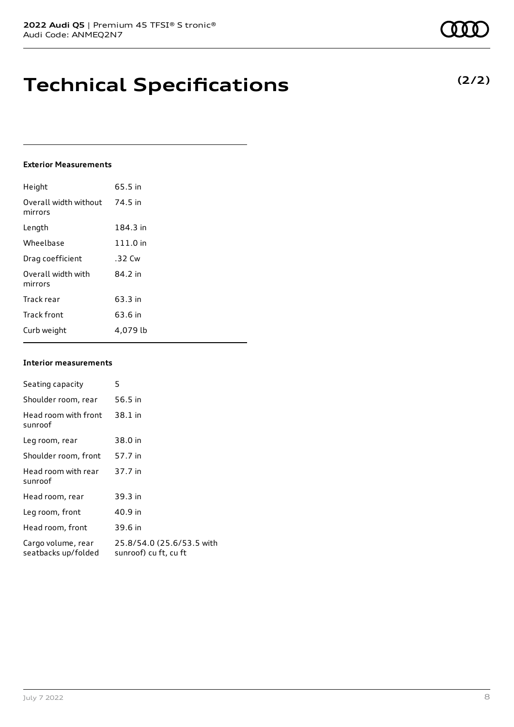# Technical Specifications

**(2/2)**

#### Exterior Measurements

| | |
|---|---|
| Height | 65.5 in |
| Overall width without mirrors | 74.5 in |
| Length | 184.3 in |
| Wheelbase | 111.0 in |
| Drag coefficient | .32 Cw |
| Overall width with mirrors | 84.2 in |
| Track rear | 63.3 in |
| Track front | 63.6 in |
| Curb weight | 4,079 lb |

#### Interior measurements

| | |
|---|---|
| Seating capacity | 5 |
| Shoulder room, rear | 56.5 in |
| Head room with front sunroof | 38.1 in |
| Leg room, rear | 38.0 in |
| Shoulder room, front | 57.7 in |
| Head room with rear sunroof | 37.7 in |
| Head room, rear | 39.3 in |
| Leg room, front | 40.9 in |
| Head room, front | 39.6 in |
| Cargo volume, rear seatbacks up/folded | 25.8/54.0 (25.6/53.5 with sunroof) cu ft, cu ft |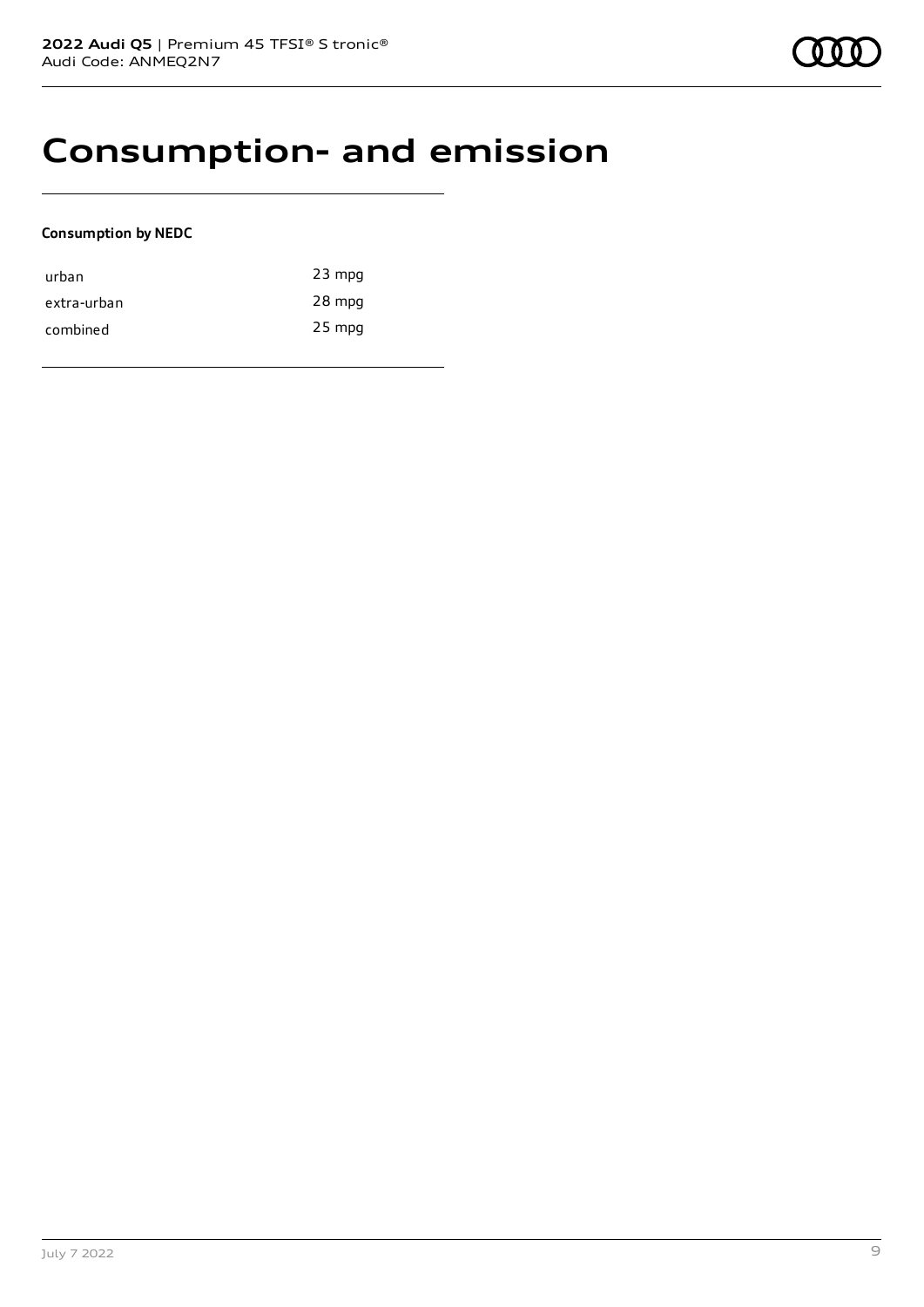# Consumption- and emission

**Consumption by NEDC**

| | |
|---|---|
| urban | 23 mpg |
| extra-urban | 28 mpg |
| combined | 25 mpg |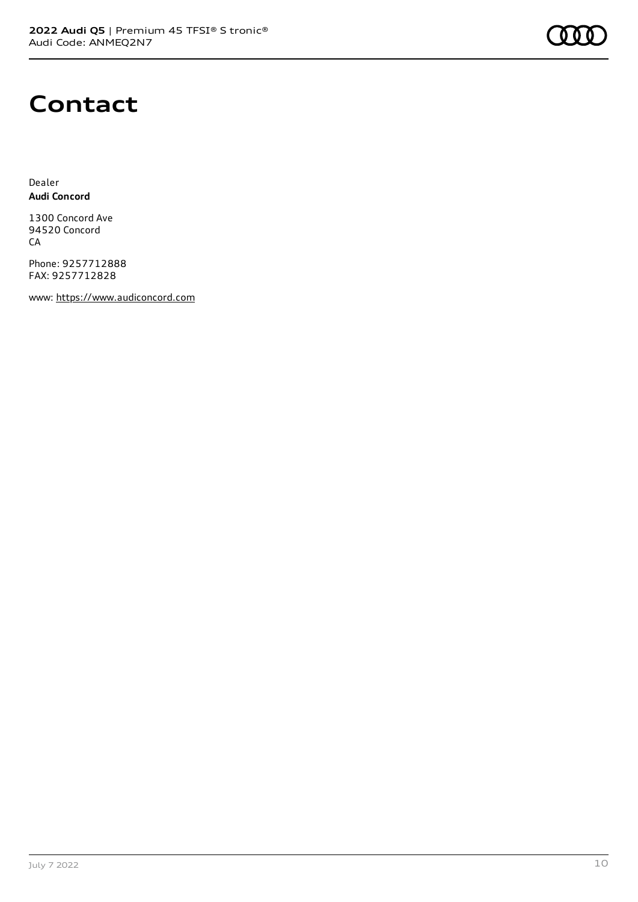# Contact

Dealer
**Audi Concord**

1300 Concord Ave
94520 Concord
CA

Phone: 9257712888
FAX: 9257712828

www: https://www.audiconcord.com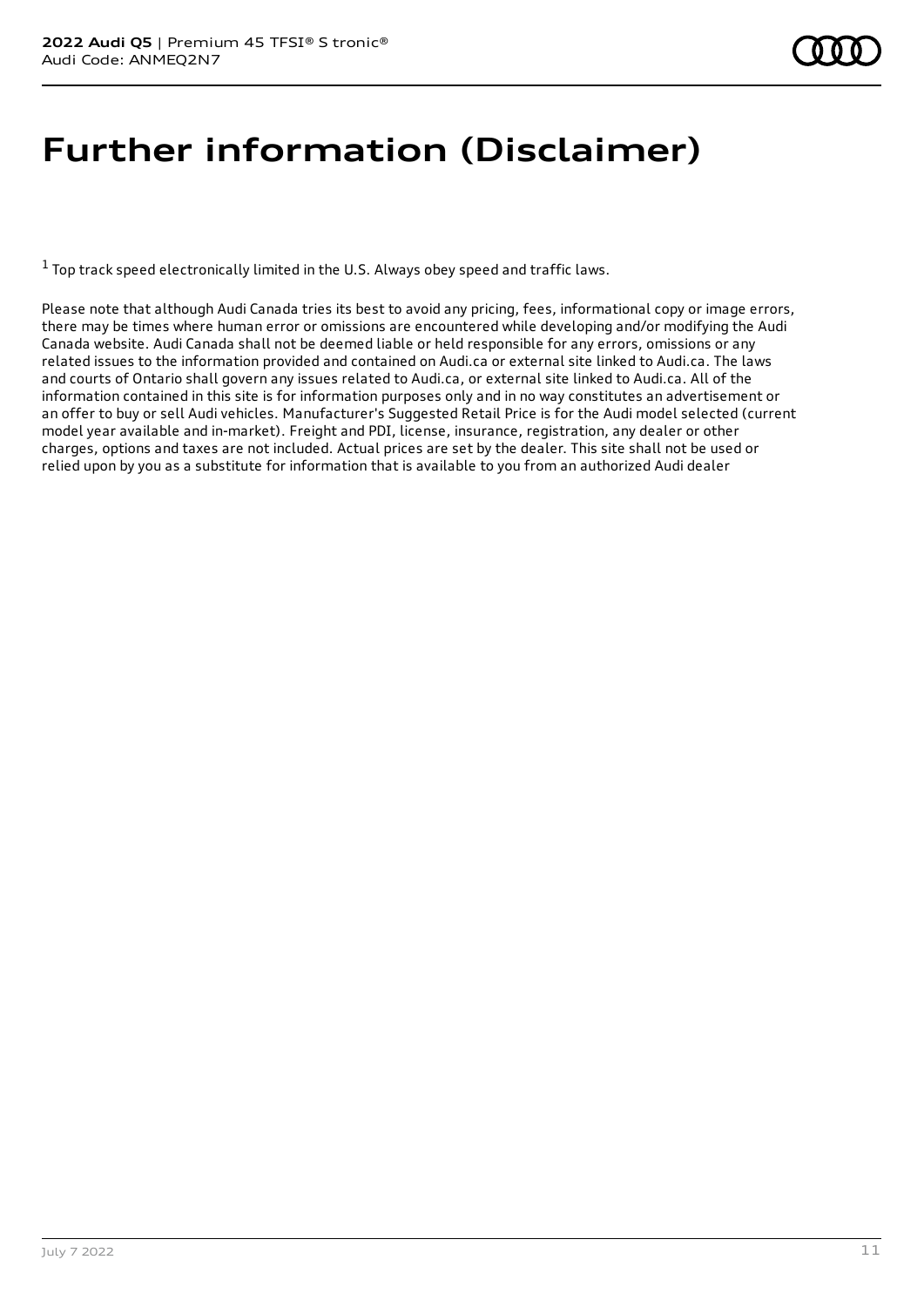# Further information (Disclaimer)

[1] Top track speed electronically limited in the U.S. Always obey speed and traffic laws.

Please note that although Audi Canada tries its best to avoid any pricing, fees, informational copy or image errors, there may be times where human error or omissions are encountered while developing and/or modifying the Audi Canada website. Audi Canada shall not be deemed liable or held responsible for any errors, omissions or any related issues to the information provided and contained on Audi.ca or external site linked to Audi.ca. The laws and courts of Ontario shall govern any issues related to Audi.ca, or external site linked to Audi.ca. All of the information contained in this site is for information purposes only and in no way constitutes an advertisement or an offer to buy or sell Audi vehicles. Manufacturer's Suggested Retail Price is for the Audi model selected (current model year available and in-market). Freight and PDI, license, insurance, registration, any dealer or other charges, options and taxes are not included. Actual prices are set by the dealer. This site shall not be used or relied upon by you as a substitute for information that is available to you from an authorized Audi dealer